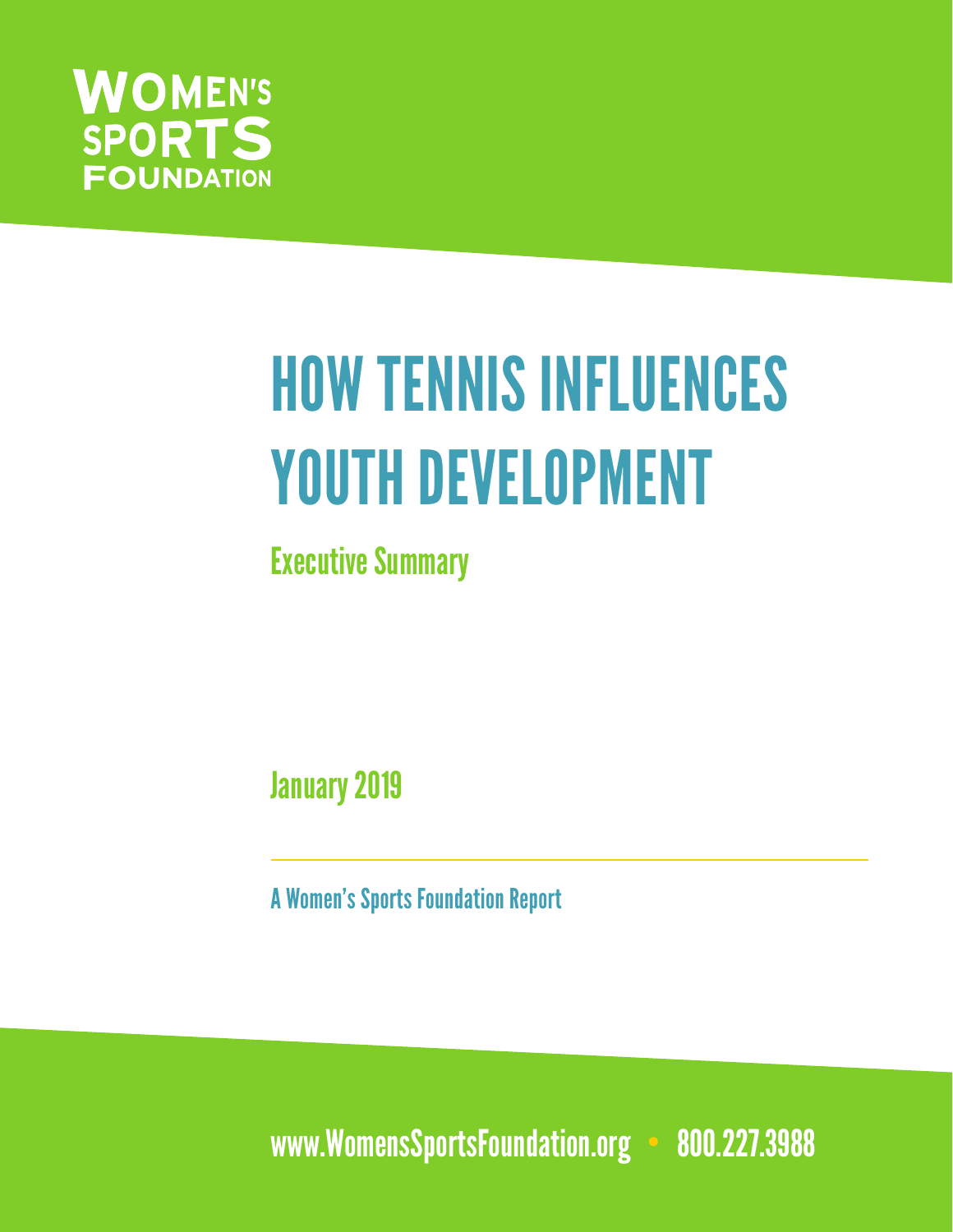**WOMEN'S SPORTS FOUNDATION**

# HOW TENNIS INFLUENCES YOUTH DEVELOPMENT

## Executive Summary

January 2019

A Women's Sports Foundation Report

www.WomensSportsFoundation.org • 800.227.3988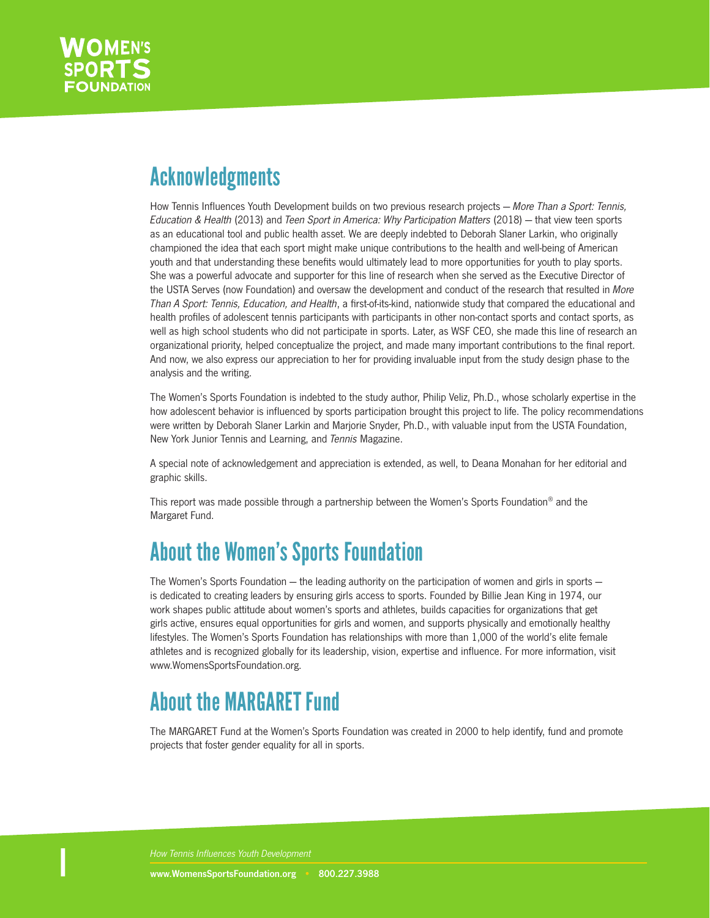## Acknowledgments

How Tennis Influences Youth Development builds on two previous research projects — *More Than a Sport: Tennis, Education & Health* (2013) and *Teen Sport in America: Why Participation Matters* (2018) — that view teen sports as an educational tool and public health asset. We are deeply indebted to Deborah Slaner Larkin, who originally championed the idea that each sport might make unique contributions to the health and well-being of American youth and that understanding these benefits would ultimately lead to more opportunities for youth to play sports. She was a powerful advocate and supporter for this line of research when she served as the Executive Director of the USTA Serves (now Foundation) and oversaw the development and conduct of the research that resulted in *More Than A Sport: Tennis, Education, and Health*, a first-of-its-kind, nationwide study that compared the educational and health profiles of adolescent tennis participants with participants in other non-contact sports and contact sports, as well as high school students who did not participate in sports. Later, as WSF CEO, she made this line of research an organizational priority, helped conceptualize the project, and made many important contributions to the final report. And now, we also express our appreciation to her for providing invaluable input from the study design phase to the analysis and the writing.

The Women's Sports Foundation is indebted to the study author, Philip Veliz, Ph.D., whose scholarly expertise in the how adolescent behavior is influenced by sports participation brought this project to life. The policy recommendations were written by Deborah Slaner Larkin and Marjorie Snyder, Ph.D., with valuable input from the USTA Foundation, New York Junior Tennis and Learning, and *Tennis* Magazine.

A special note of acknowledgement and appreciation is extended, as well, to Deana Monahan for her editorial and graphic skills.

This report was made possible through a partnership between the Women's Sports Foundation® and the Margaret Fund.

## About the Women's Sports Foundation

The Women's Sports Foundation — the leading authority on the participation of women and girls in sports — is dedicated to creating leaders by ensuring girls access to sports. Founded by Billie Jean King in 1974, our work shapes public attitude about women's sports and athletes, builds capacities for organizations that get girls active, ensures equal opportunities for girls and women, and supports physically and emotionally healthy lifestyles. The Women's Sports Foundation has relationships with more than 1,000 of the world's elite female athletes and is recognized globally for its leadership, vision, expertise and influence. For more information, visit www.WomensSportsFoundation.org.

## About the MARGARET Fund

The MARGARET Fund at the Women's Sports Foundation was created in 2000 to help identify, fund and promote projects that foster gender equality for all in sports.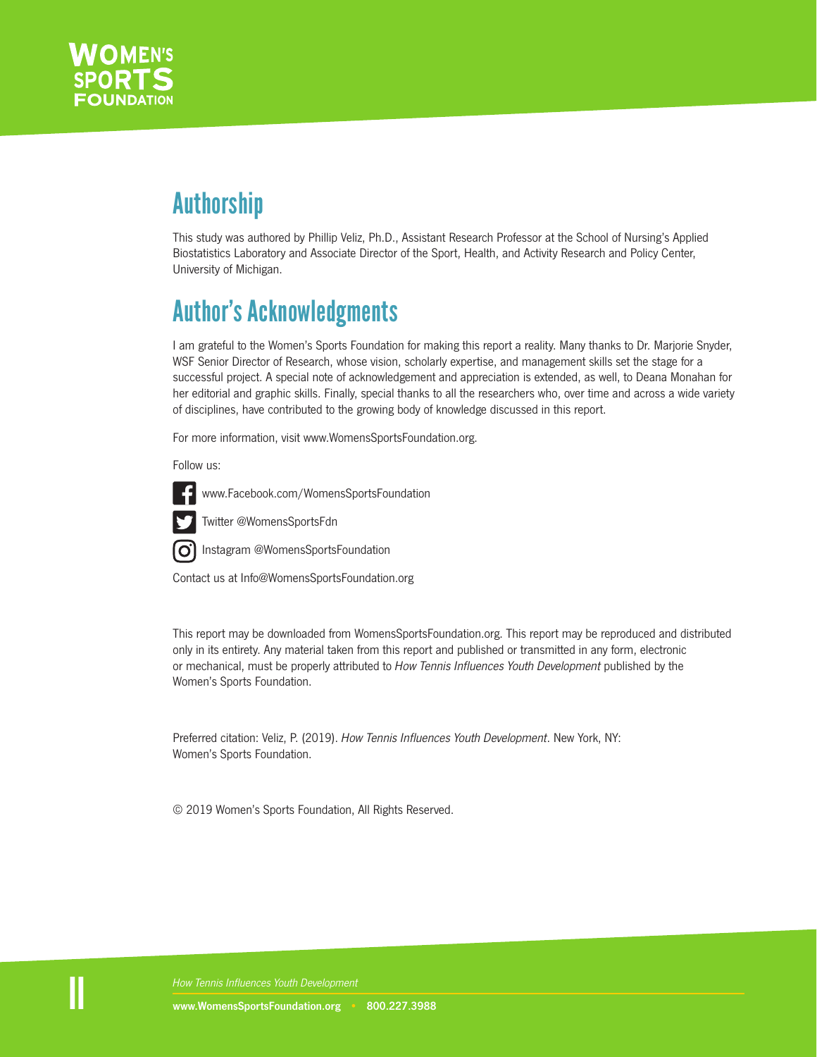## Authorship

This study was authored by Phillip Veliz, Ph.D., Assistant Research Professor at the School of Nursing's Applied Biostatistics Laboratory and Associate Director of the Sport, Health, and Activity Research and Policy Center, University of Michigan.

## Author's Acknowledgments

I am grateful to the Women's Sports Foundation for making this report a reality. Many thanks to Dr. Marjorie Snyder, WSF Senior Director of Research, whose vision, scholarly expertise, and management skills set the stage for a successful project. A special note of acknowledgement and appreciation is extended, as well, to Deana Monahan for her editorial and graphic skills. Finally, special thanks to all the researchers who, over time and across a wide variety of disciplines, have contributed to the growing body of knowledge discussed in this report.

For more information, visit www.WomensSportsFoundation.org.

Follow us:

www.Facebook.com/WomensSportsFoundation

Twitter @WomensSportsFdn

Instagram @WomensSportsFoundation

Contact us at Info@WomensSportsFoundation.org

This report may be downloaded from WomensSportsFoundation.org. This report may be reproduced and distributed only in its entirety. Any material taken from this report and published or transmitted in any form, electronic or mechanical, must be properly attributed to *How Tennis Influences Youth Development* published by the Women's Sports Foundation.

Preferred citation: Veliz, P. (2019). *How Tennis Influences Youth Development*. New York, NY: Women's Sports Foundation.

© 2019 Women's Sports Foundation, All Rights Reserved.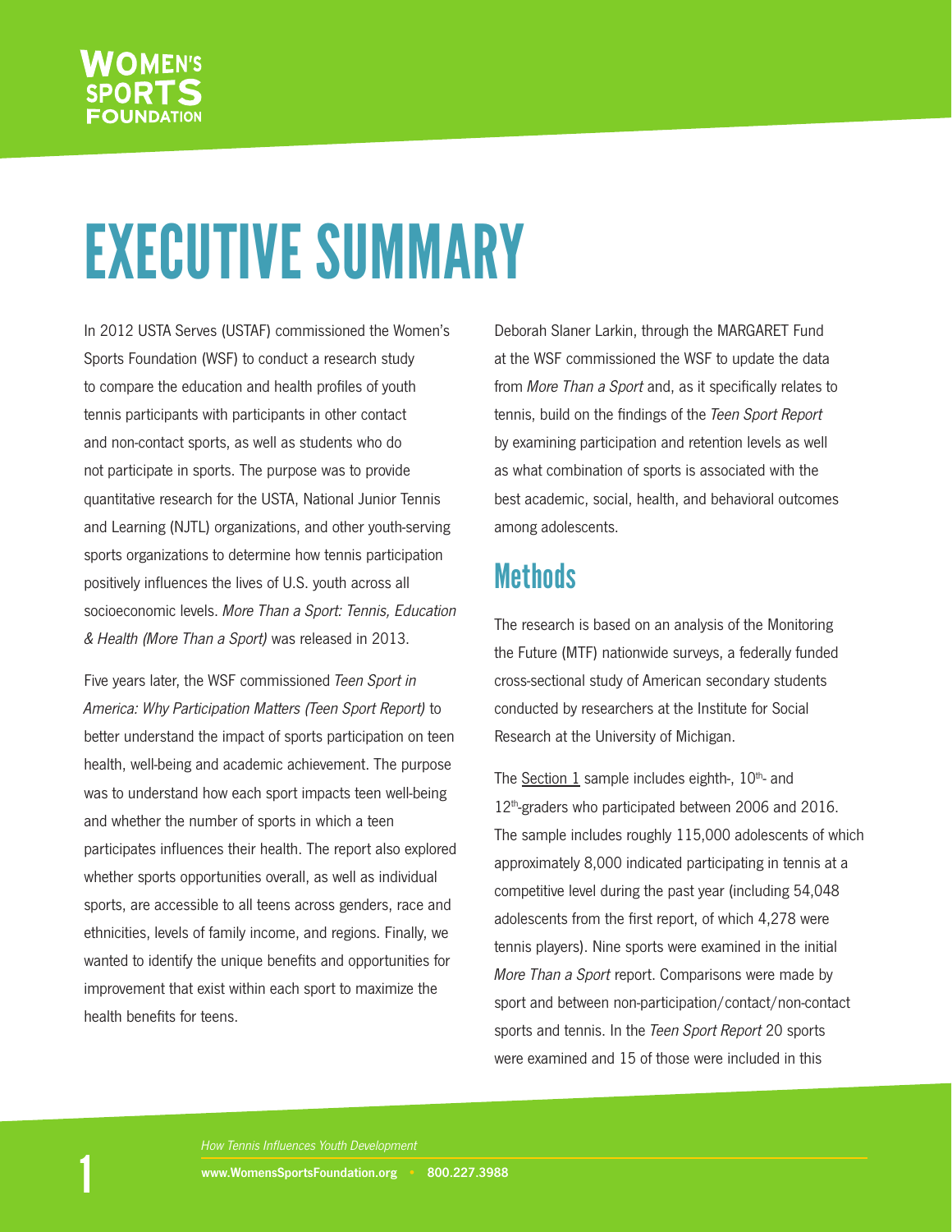# EXECUTIVE SUMMARY

In 2012 USTA Serves (USTAF) commissioned the Women's Sports Foundation (WSF) to conduct a research study to compare the education and health profiles of youth tennis participants with participants in other contact and non-contact sports, as well as students who do not participate in sports. The purpose was to provide quantitative research for the USTA, National Junior Tennis and Learning (NJTL) organizations, and other youth-serving sports organizations to determine how tennis participation positively influences the lives of U.S. youth across all socioeconomic levels. *More Than a Sport: Tennis, Education & Health (More Than a Sport)* was released in 2013.

Five years later, the WSF commissioned *Teen Sport in America: Why Participation Matters (Teen Sport Report)* to better understand the impact of sports participation on teen health, well-being and academic achievement. The purpose was to understand how each sport impacts teen well-being and whether the number of sports in which a teen participates influences their health. The report also explored whether sports opportunities overall, as well as individual sports, are accessible to all teens across genders, race and ethnicities, levels of family income, and regions. Finally, we wanted to identify the unique benefits and opportunities for improvement that exist within each sport to maximize the health benefits for teens.

Deborah Slaner Larkin, through the MARGARET Fund at the WSF commissioned the WSF to update the data from *More Than a Sport* and, as it specifically relates to tennis, build on the findings of the *Teen Sport Report* by examining participation and retention levels as well as what combination of sports is associated with the best academic, social, health, and behavioral outcomes among adolescents.

## Methods

The research is based on an analysis of the Monitoring the Future (MTF) nationwide surveys, a federally funded cross-sectional study of American secondary students conducted by researchers at the Institute for Social Research at the University of Michigan.

The Section 1 sample includes eighth-, 10th- and 12th-graders who participated between 2006 and 2016. The sample includes roughly 115,000 adolescents of which approximately 8,000 indicated participating in tennis at a competitive level during the past year (including 54,048 adolescents from the first report, of which 4,278 were tennis players). Nine sports were examined in the initial *More Than a Sport* report. Comparisons were made by sport and between non-participation/contact/non-contact sports and tennis. In the *Teen Sport Report* 20 sports were examined and 15 of those were included in this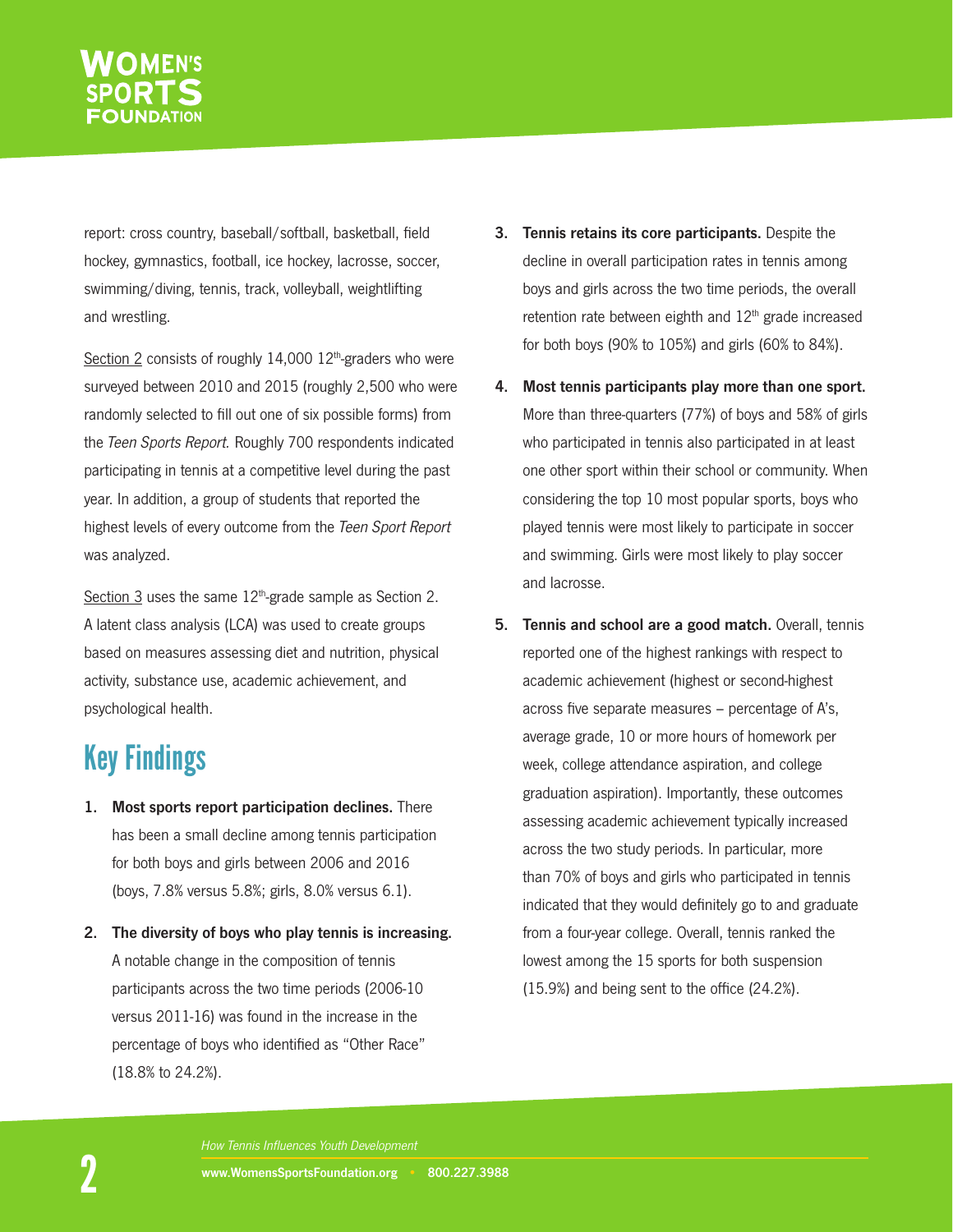report: cross country, baseball/softball, basketball, field hockey, gymnastics, football, ice hockey, lacrosse, soccer, swimming/diving, tennis, track, volleyball, weightlifting and wrestling.

Section 2 consists of roughly 14,000 12th-graders who were surveyed between 2010 and 2015 (roughly 2,500 who were randomly selected to fill out one of six possible forms) from the *Teen Sports Report.* Roughly 700 respondents indicated participating in tennis at a competitive level during the past year. In addition, a group of students that reported the highest levels of every outcome from the *Teen Sport Report* was analyzed.

Section 3 uses the same 12th-grade sample as Section 2. A latent class analysis (LCA) was used to create groups based on measures assessing diet and nutrition, physical activity, substance use, academic achievement, and psychological health.

## Key Findings

1. **Most sports report participation declines.** There has been a small decline among tennis participation for both boys and girls between 2006 and 2016 (boys, 7.8% versus 5.8%; girls, 8.0% versus 6.1).

2. **The diversity of boys who play tennis is increasing.** A notable change in the composition of tennis participants across the two time periods (2006-10 versus 2011-16) was found in the increase in the percentage of boys who identified as "Other Race" (18.8% to 24.2%).

3. **Tennis retains its core participants.** Despite the decline in overall participation rates in tennis among boys and girls across the two time periods, the overall retention rate between eighth and 12th grade increased for both boys (90% to 105%) and girls (60% to 84%).

4. **Most tennis participants play more than one sport.** More than three-quarters (77%) of boys and 58% of girls who participated in tennis also participated in at least one other sport within their school or community. When considering the top 10 most popular sports, boys who played tennis were most likely to participate in soccer and swimming. Girls were most likely to play soccer and lacrosse.

5. **Tennis and school are a good match.** Overall, tennis reported one of the highest rankings with respect to academic achievement (highest or second-highest across five separate measures – percentage of A's, average grade, 10 or more hours of homework per week, college attendance aspiration, and college graduation aspiration). Importantly, these outcomes assessing academic achievement typically increased across the two study periods. In particular, more than 70% of boys and girls who participated in tennis indicated that they would definitely go to and graduate from a four-year college. Overall, tennis ranked the lowest among the 15 sports for both suspension (15.9%) and being sent to the office (24.2%).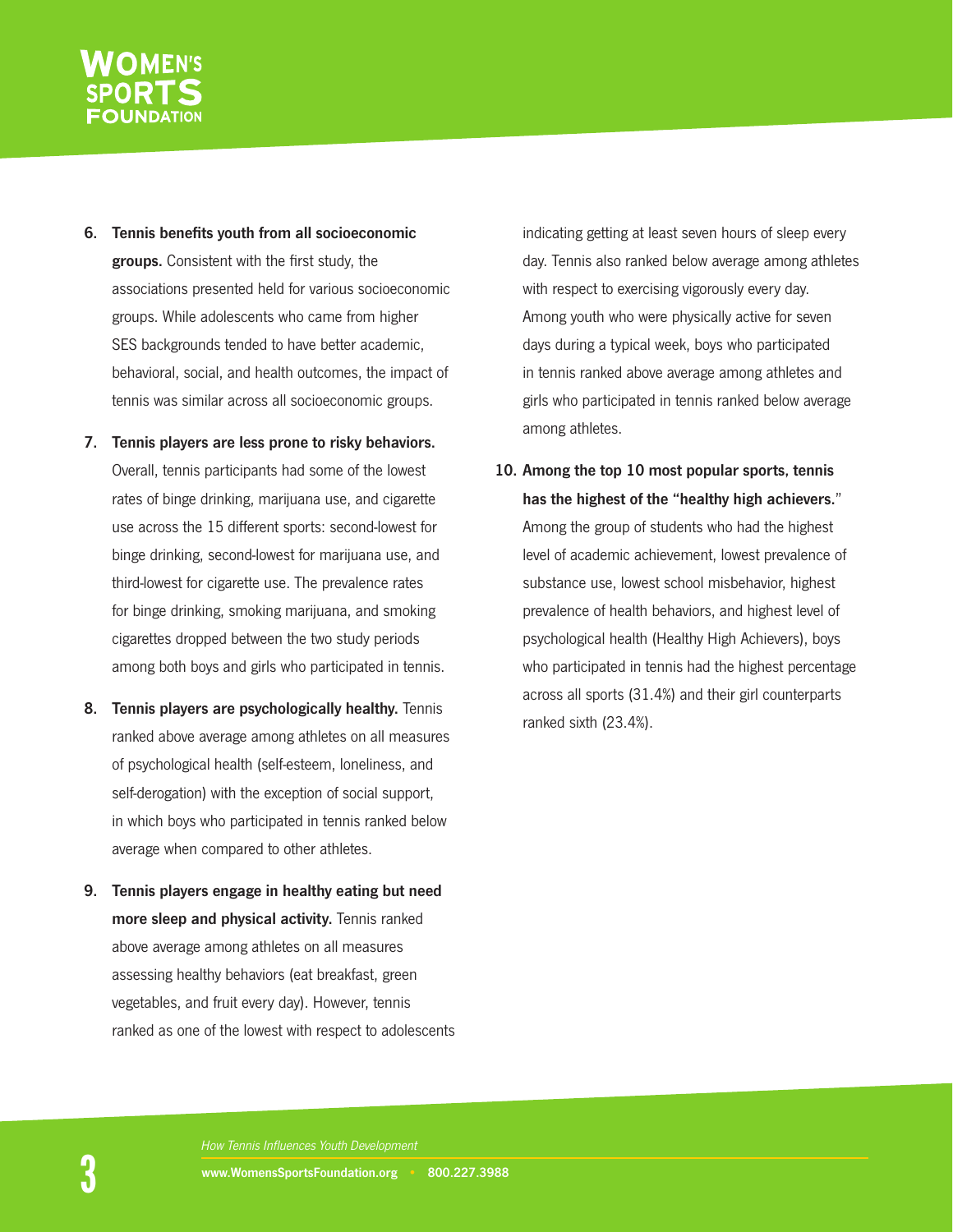6. **Tennis benefits youth from all socioeconomic groups.** Consistent with the first study, the associations presented held for various socioeconomic groups. While adolescents who came from higher SES backgrounds tended to have better academic, behavioral, social, and health outcomes, the impact of tennis was similar across all socioeconomic groups.

7. **Tennis players are less prone to risky behaviors.** Overall, tennis participants had some of the lowest rates of binge drinking, marijuana use, and cigarette use across the 15 different sports: second-lowest for binge drinking, second-lowest for marijuana use, and third-lowest for cigarette use. The prevalence rates for binge drinking, smoking marijuana, and smoking cigarettes dropped between the two study periods among both boys and girls who participated in tennis.

8. **Tennis players are psychologically healthy.** Tennis ranked above average among athletes on all measures of psychological health (self-esteem, loneliness, and self-derogation) with the exception of social support, in which boys who participated in tennis ranked below average when compared to other athletes.

9. **Tennis players engage in healthy eating but need more sleep and physical activity.** Tennis ranked above average among athletes on all measures assessing healthy behaviors (eat breakfast, green vegetables, and fruit every day). However, tennis ranked as one of the lowest with respect to adolescents indicating getting at least seven hours of sleep every day. Tennis also ranked below average among athletes with respect to exercising vigorously every day. Among youth who were physically active for seven days during a typical week, boys who participated in tennis ranked above average among athletes and girls who participated in tennis ranked below average among athletes.

10. **Among the top 10 most popular sports, tennis has the highest of the "healthy high achievers."** Among the group of students who had the highest level of academic achievement, lowest prevalence of substance use, lowest school misbehavior, highest prevalence of health behaviors, and highest level of psychological health (Healthy High Achievers), boys who participated in tennis had the highest percentage across all sports (31.4%) and their girl counterparts ranked sixth (23.4%).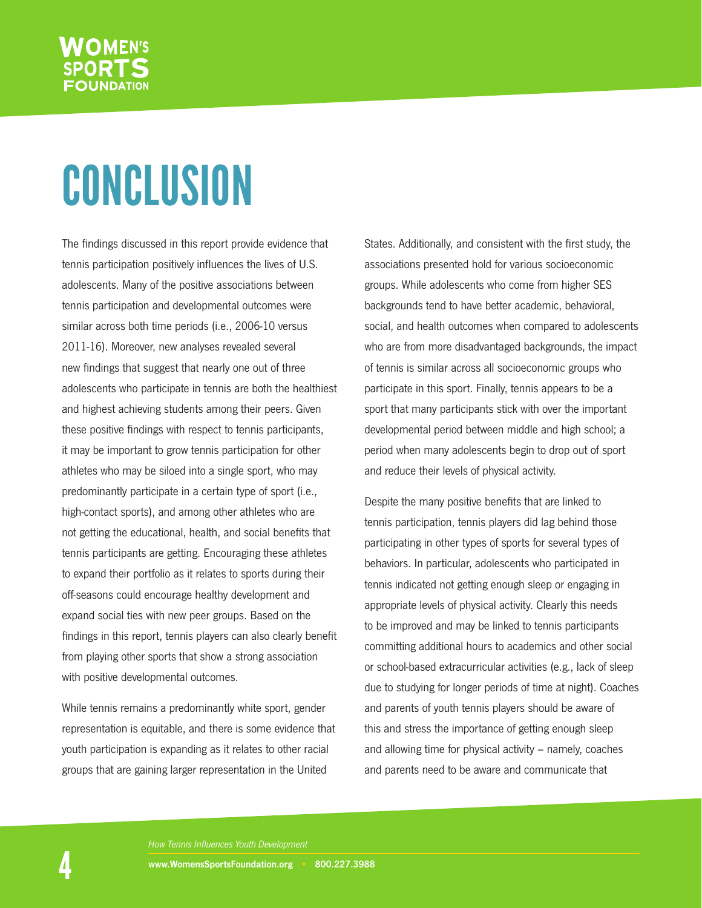# CONCLUSION

The findings discussed in this report provide evidence that tennis participation positively influences the lives of U.S. adolescents. Many of the positive associations between tennis participation and developmental outcomes were similar across both time periods (i.e., 2006-10 versus 2011-16). Moreover, new analyses revealed several new findings that suggest that nearly one out of three adolescents who participate in tennis are both the healthiest and highest achieving students among their peers. Given these positive findings with respect to tennis participants, it may be important to grow tennis participation for other athletes who may be siloed into a single sport, who may predominantly participate in a certain type of sport (i.e., high-contact sports), and among other athletes who are not getting the educational, health, and social benefits that tennis participants are getting. Encouraging these athletes to expand their portfolio as it relates to sports during their off-seasons could encourage healthy development and expand social ties with new peer groups. Based on the findings in this report, tennis players can also clearly benefit from playing other sports that show a strong association with positive developmental outcomes.

While tennis remains a predominantly white sport, gender representation is equitable, and there is some evidence that youth participation is expanding as it relates to other racial groups that are gaining larger representation in the United States. Additionally, and consistent with the first study, the associations presented hold for various socioeconomic groups. While adolescents who come from higher SES backgrounds tend to have better academic, behavioral, social, and health outcomes when compared to adolescents who are from more disadvantaged backgrounds, the impact of tennis is similar across all socioeconomic groups who participate in this sport. Finally, tennis appears to be a sport that many participants stick with over the important developmental period between middle and high school; a period when many adolescents begin to drop out of sport and reduce their levels of physical activity.

Despite the many positive benefits that are linked to tennis participation, tennis players did lag behind those participating in other types of sports for several types of behaviors. In particular, adolescents who participated in tennis indicated not getting enough sleep or engaging in appropriate levels of physical activity. Clearly this needs to be improved and may be linked to tennis participants committing additional hours to academics and other social or school-based extracurricular activities (e.g., lack of sleep due to studying for longer periods of time at night). Coaches and parents of youth tennis players should be aware of this and stress the importance of getting enough sleep and allowing time for physical activity – namely, coaches and parents need to be aware and communicate that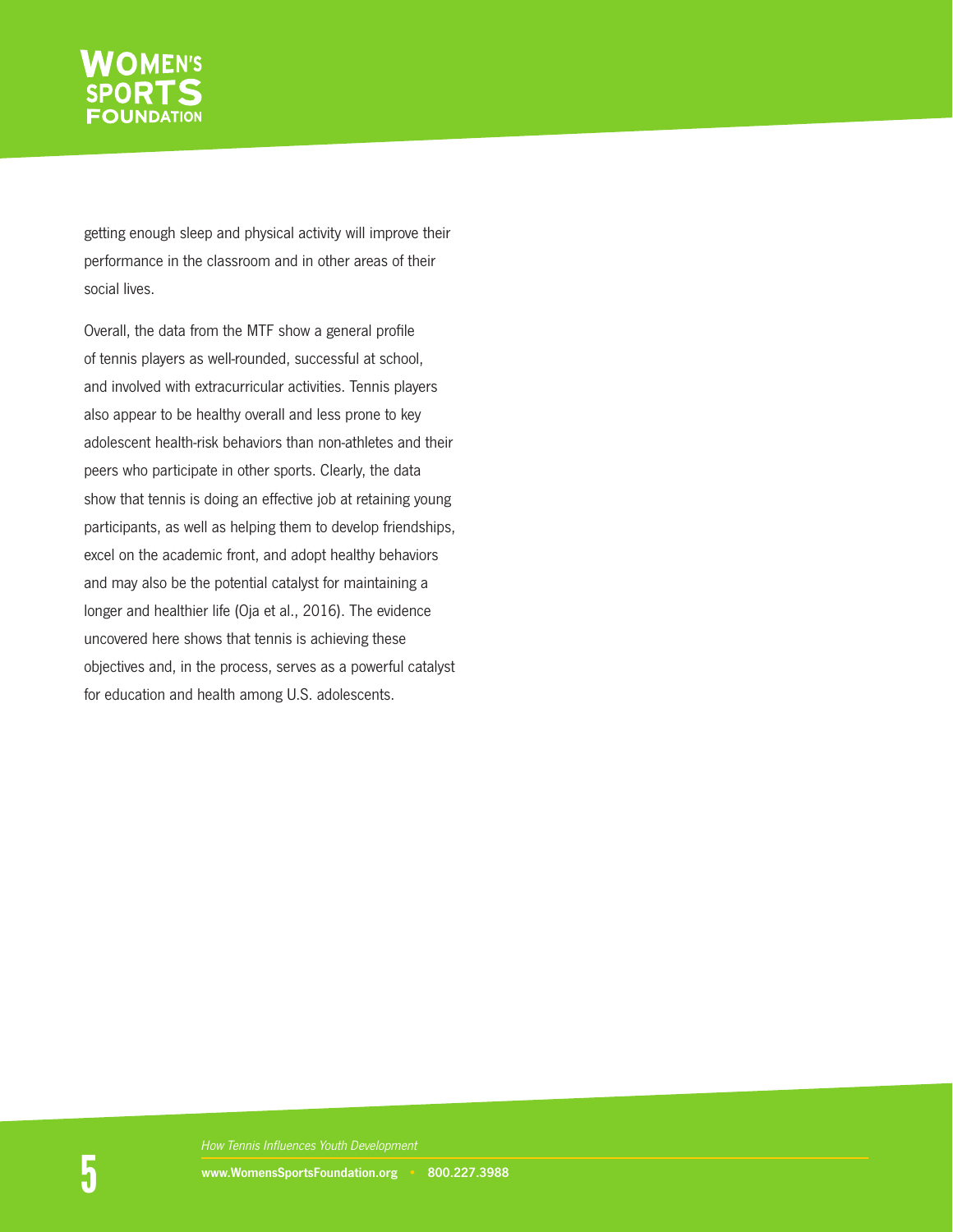getting enough sleep and physical activity will improve their performance in the classroom and in other areas of their social lives.

Overall, the data from the MTF show a general profile of tennis players as well-rounded, successful at school, and involved with extracurricular activities. Tennis players also appear to be healthy overall and less prone to key adolescent health-risk behaviors than non-athletes and their peers who participate in other sports. Clearly, the data show that tennis is doing an effective job at retaining young participants, as well as helping them to develop friendships, excel on the academic front, and adopt healthy behaviors and may also be the potential catalyst for maintaining a longer and healthier life (Oja et al., 2016). The evidence uncovered here shows that tennis is achieving these objectives and, in the process, serves as a powerful catalyst for education and health among U.S. adolescents.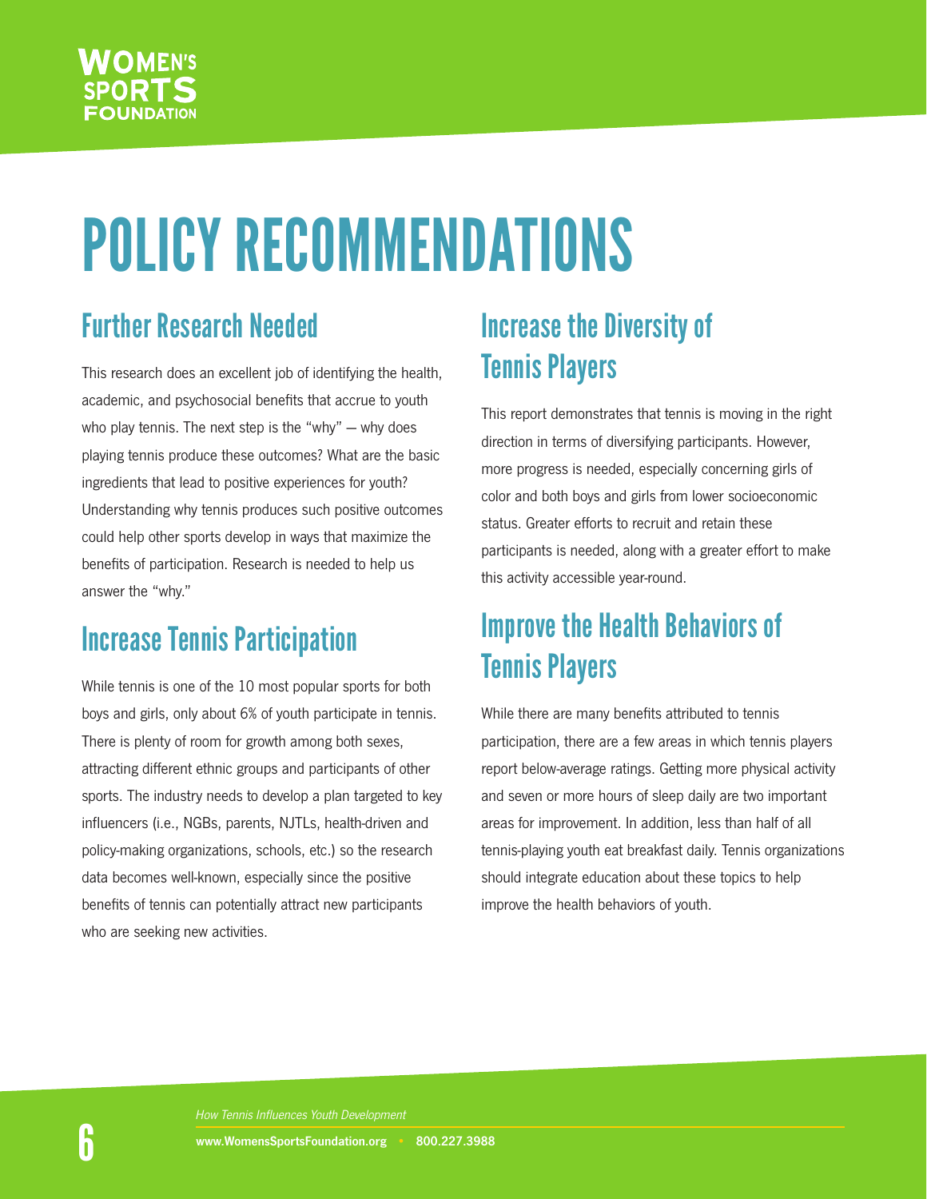# POLICY RECOMMENDATIONS

## Further Research Needed

This research does an excellent job of identifying the health, academic, and psychosocial benefits that accrue to youth who play tennis. The next step is the "why" — why does playing tennis produce these outcomes? What are the basic ingredients that lead to positive experiences for youth? Understanding why tennis produces such positive outcomes could help other sports develop in ways that maximize the benefits of participation. Research is needed to help us answer the "why."

## Increase Tennis Participation

While tennis is one of the 10 most popular sports for both boys and girls, only about 6% of youth participate in tennis. There is plenty of room for growth among both sexes, attracting different ethnic groups and participants of other sports. The industry needs to develop a plan targeted to key influencers (i.e., NGBs, parents, NJTLs, health-driven and policy-making organizations, schools, etc.) so the research data becomes well-known, especially since the positive benefits of tennis can potentially attract new participants who are seeking new activities.

## Increase the Diversity of Tennis Players

This report demonstrates that tennis is moving in the right direction in terms of diversifying participants. However, more progress is needed, especially concerning girls of color and both boys and girls from lower socioeconomic status. Greater efforts to recruit and retain these participants is needed, along with a greater effort to make this activity accessible year-round.

## Improve the Health Behaviors of Tennis Players

While there are many benefits attributed to tennis participation, there are a few areas in which tennis players report below-average ratings. Getting more physical activity and seven or more hours of sleep daily are two important areas for improvement. In addition, less than half of all tennis-playing youth eat breakfast daily. Tennis organizations should integrate education about these topics to help improve the health behaviors of youth.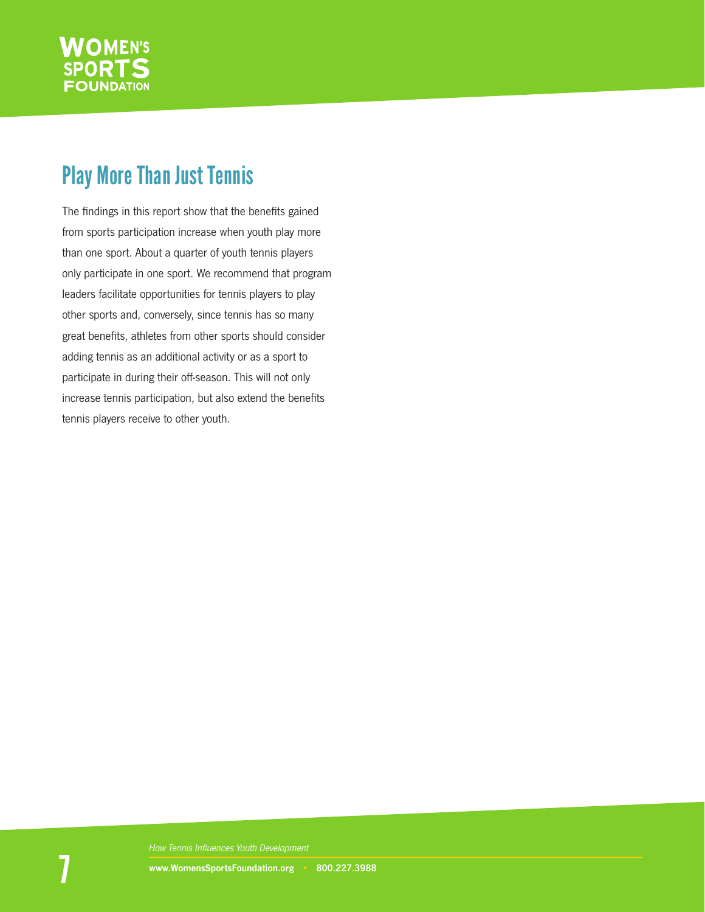## Play More Than Just Tennis

The findings in this report show that the benefits gained from sports participation increase when youth play more than one sport. About a quarter of youth tennis players only participate in one sport. We recommend that program leaders facilitate opportunities for tennis players to play other sports and, conversely, since tennis has so many great benefits, athletes from other sports should consider adding tennis as an additional activity or as a sport to participate in during their off-season. This will not only increase tennis participation, but also extend the benefits tennis players receive to other youth.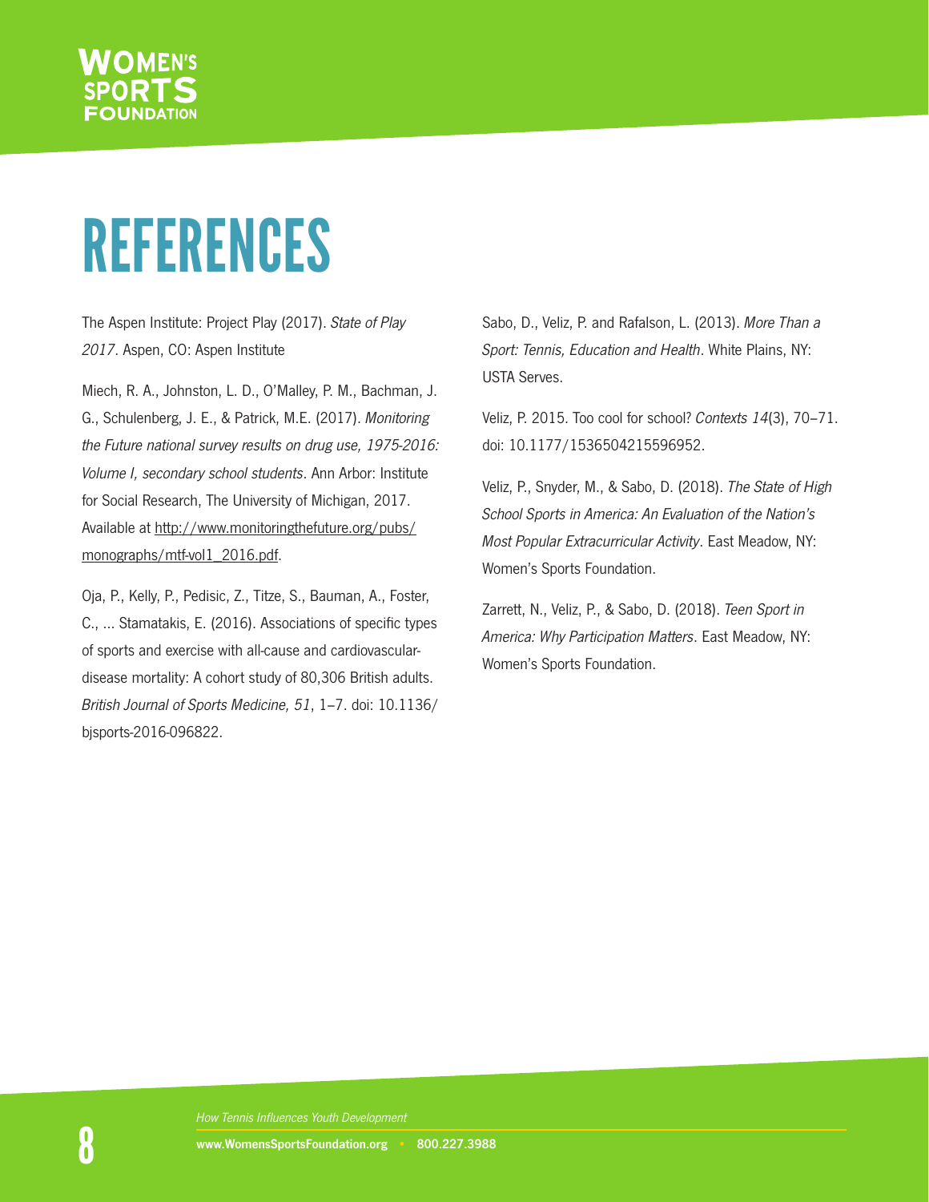# REFERENCES

The Aspen Institute: Project Play (2017). *State of Play 2017*. Aspen, CO: Aspen Institute

Miech, R. A., Johnston, L. D., O'Malley, P. M., Bachman, J. G., Schulenberg, J. E., & Patrick, M.E. (2017). *Monitoring the Future national survey results on drug use, 1975-2016: Volume I, secondary school students*. Ann Arbor: Institute for Social Research, The University of Michigan, 2017. Available at http://www.monitoringthefuture.org/pubs/monographs/mtf-vol1_2016.pdf.

Oja, P., Kelly, P., Pedisic, Z., Titze, S., Bauman, A., Foster, C., ... Stamatakis, E. (2016). Associations of specific types of sports and exercise with all-cause and cardiovascular-disease mortality: A cohort study of 80,306 British adults. *British Journal of Sports Medicine, 51*, 1–7. doi: 10.1136/bjsports-2016-096822.

Sabo, D., Veliz, P. and Rafalson, L. (2013). *More Than a Sport: Tennis, Education and Health*. White Plains, NY: USTA Serves.

Veliz, P. 2015. Too cool for school? *Contexts 14*(3), 70–71. doi: 10.1177/1536504215596952.

Veliz, P., Snyder, M., & Sabo, D. (2018). *The State of High School Sports in America: An Evaluation of the Nation's Most Popular Extracurricular Activity*. East Meadow, NY: Women's Sports Foundation.

Zarrett, N., Veliz, P., & Sabo, D. (2018). *Teen Sport in America: Why Participation Matters*. East Meadow, NY: Women's Sports Foundation.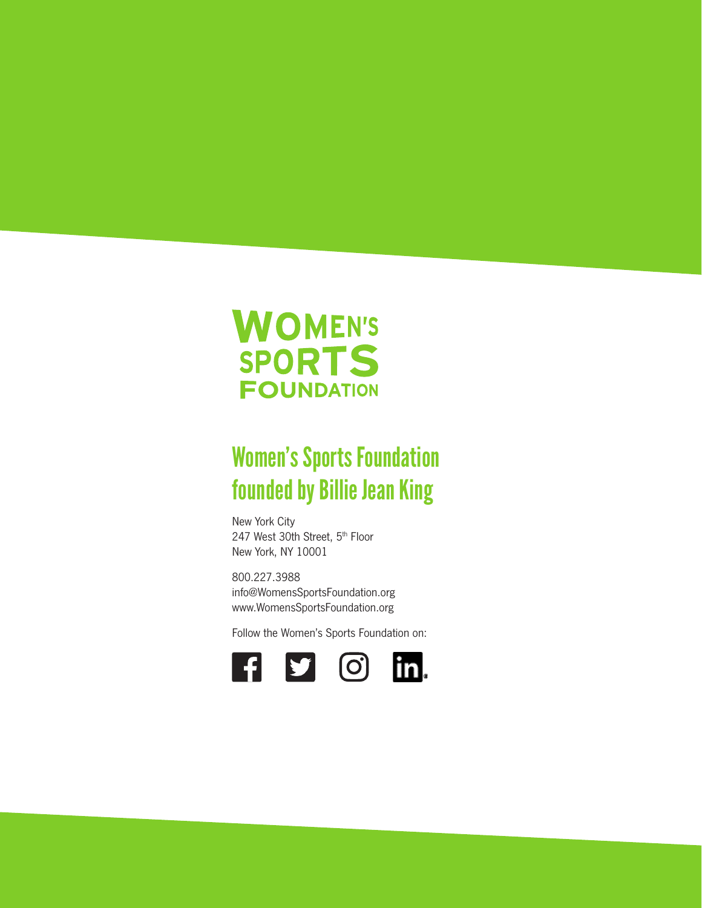WOMEN'S SPORTS FOUNDATION

## Women's Sports Foundation founded by Billie Jean King

New York City
247 West 30th Street, 5th Floor
New York, NY 10001

800.227.3988
info@WomensSportsFoundation.org
www.WomensSportsFoundation.org

Follow the Women's Sports Foundation on: